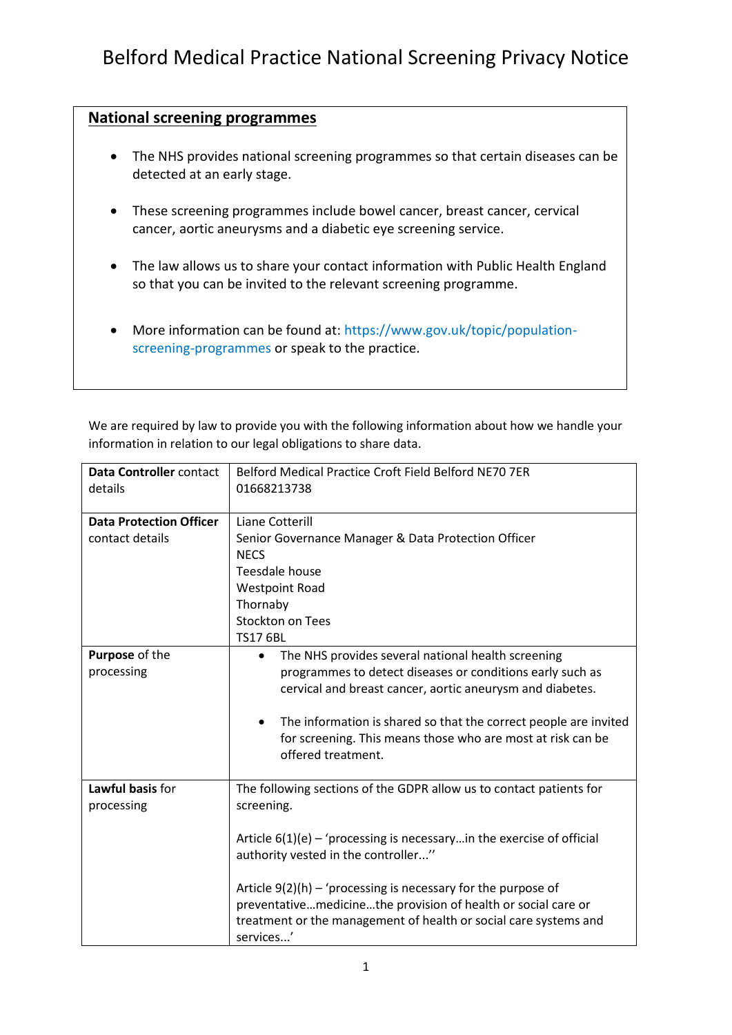# Belford Medical Practice National Screening Privacy Notice

## National screening programmes

- The NHS provides national screening programmes so that certain diseases can be detected at an early stage.
- These screening programmes include bowel cancer, breast cancer, cervical cancer, aortic aneurysms and a diabetic eye screening service.
- The law allows us to share your contact information with Public Health England so that you can be invited to the relevant screening programme.
- More information can be found at: https://www.gov.uk/topic/population-screening-programmes or speak to the practice.

We are required by law to provide you with the following information about how we handle your information in relation to our legal obligations to share data.

| | |
|---|---|
| **Data Controller** contact details | Belford Medical Practice Croft Field Belford NE70 7ER<br>01668213738 |
| **Data Protection Officer** contact details | Liane Cotterill<br>Senior Governance Manager & Data Protection Officer<br>NECS<br>Teesdale house<br>Westpoint Road<br>Thornaby<br>Stockton on Tees<br>TS17 6BL |
| **Purpose** of the processing | • The NHS provides several national health screening programmes to detect diseases or conditions early such as cervical and breast cancer, aortic aneurysm and diabetes.<br><br>• The information is shared so that the correct people are invited for screening. This means those who are most at risk can be offered treatment. |
| **Lawful basis** for processing | The following sections of the GDPR allow us to contact patients for screening.<br><br>Article 6(1)(e) – 'processing is necessary…in the exercise of official authority vested in the controller...''<br><br>Article 9(2)(h) – 'processing is necessary for the purpose of preventative…medicine…the provision of health or social care or treatment or the management of health or social care systems and services...' |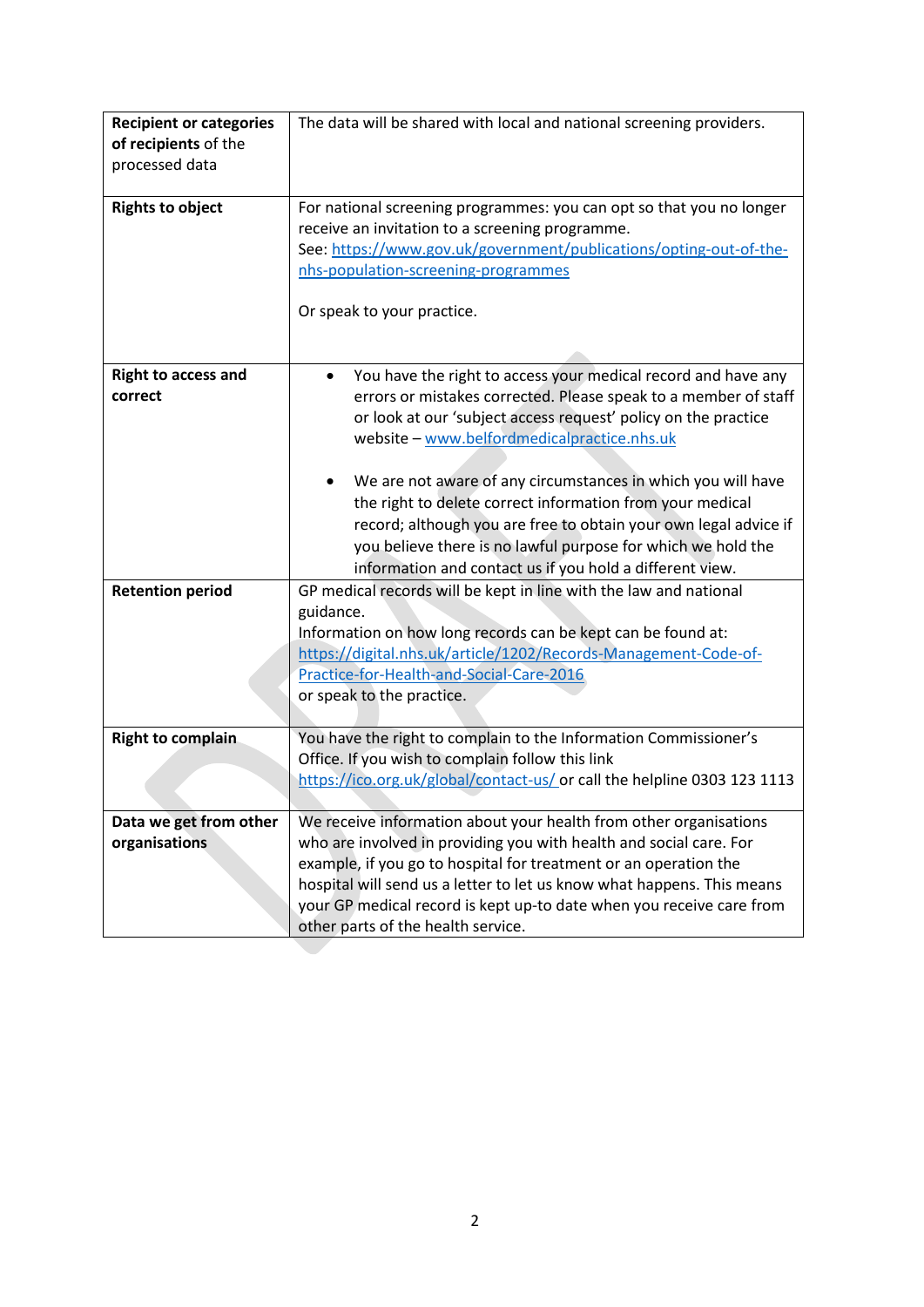| | |
|---|---|
| **Recipient or categories of recipients** of the processed data | The data will be shared with local and national screening providers. |
| **Rights to object** | For national screening programmes: you can opt so that you no longer receive an invitation to a screening programme.<br>See: [https://www.gov.uk/government/publications/opting-out-of-the-nhs-population-screening-programmes](https://www.gov.uk/government/publications/opting-out-of-the-nhs-population-screening-programmes)<br><br>Or speak to your practice. |
| **Right to access and correct** | • You have the right to access your medical record and have any errors or mistakes corrected. Please speak to a member of staff or look at our 'subject access request' policy on the practice website – [www.belfordmedicalpractice.nhs.uk](http://www.belfordmedicalpractice.nhs.uk)<br><br>• We are not aware of any circumstances in which you will have the right to delete correct information from your medical record; although you are free to obtain your own legal advice if you believe there is no lawful purpose for which we hold the information and contact us if you hold a different view. |
| **Retention period** | GP medical records will be kept in line with the law and national guidance.<br>Information on how long records can be kept can be found at: [https://digital.nhs.uk/article/1202/Records-Management-Code-of-Practice-for-Health-and-Social-Care-2016](https://digital.nhs.uk/article/1202/Records-Management-Code-of-Practice-for-Health-and-Social-Care-2016)<br>or speak to the practice. |
| **Right to complain** | You have the right to complain to the Information Commissioner's Office. If you wish to complain follow this link [https://ico.org.uk/global/contact-us/](https://ico.org.uk/global/contact-us/) or call the helpline 0303 123 1113 |
| **Data we get from other organisations** | We receive information about your health from other organisations who are involved in providing you with health and social care. For example, if you go to hospital for treatment or an operation the hospital will send us a letter to let us know what happens. This means your GP medical record is kept up-to date when you receive care from other parts of the health service. |